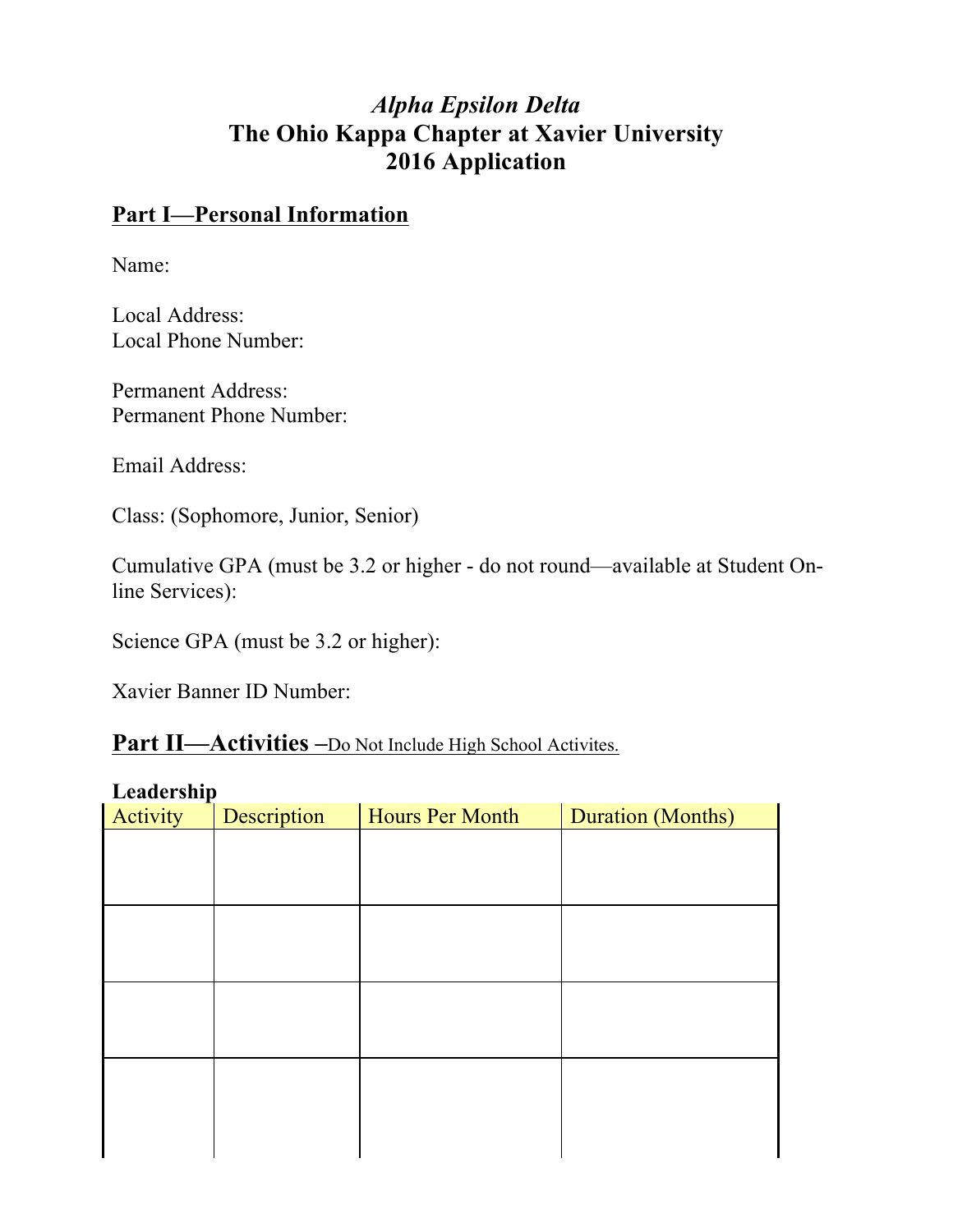# *Alpha Epsilon Delta*
# The Ohio Kappa Chapter at Xavier University
# 2016 Application

## Part I—Personal Information

Name:

Local Address:
Local Phone Number:

Permanent Address:
Permanent Phone Number:

Email Address:

Class: (Sophomore, Junior, Senior)

Cumulative GPA (must be 3.2 or higher - do not round—available at Student On-line Services):

Science GPA (must be 3.2 or higher):

Xavier Banner ID Number:

## Part II—Activities –Do Not Include High School Activites.

**Leadership**

| Activity | Description | Hours Per Month | Duration (Months) |
|---|---|---|---|
| | | | |
| | | | |
| | | | |
| | | | |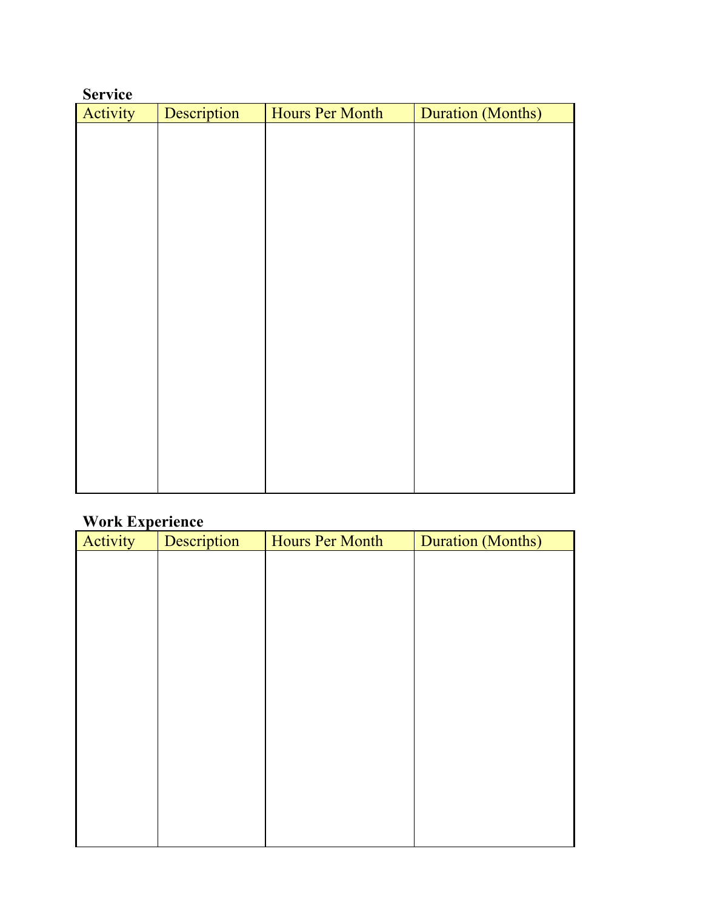**Service**

| Activity | Description | Hours Per Month | Duration (Months) |
| --- | --- | --- | --- |
| | | | |

**Work Experience**

| Activity | Description | Hours Per Month | Duration (Months) |
| --- | --- | --- | --- |
| | | | |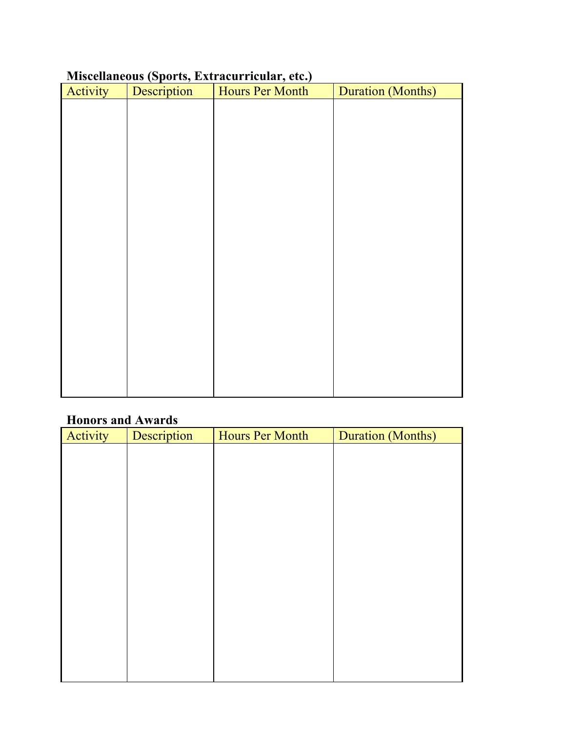**Miscellaneous (Sports, Extracurricular, etc.)**

| Activity | Description | Hours Per Month | Duration (Months) |
|---|---|---|---|
| | | | |

**Honors and Awards**

| Activity | Description | Hours Per Month | Duration (Months) |
|---|---|---|---|
| | | | |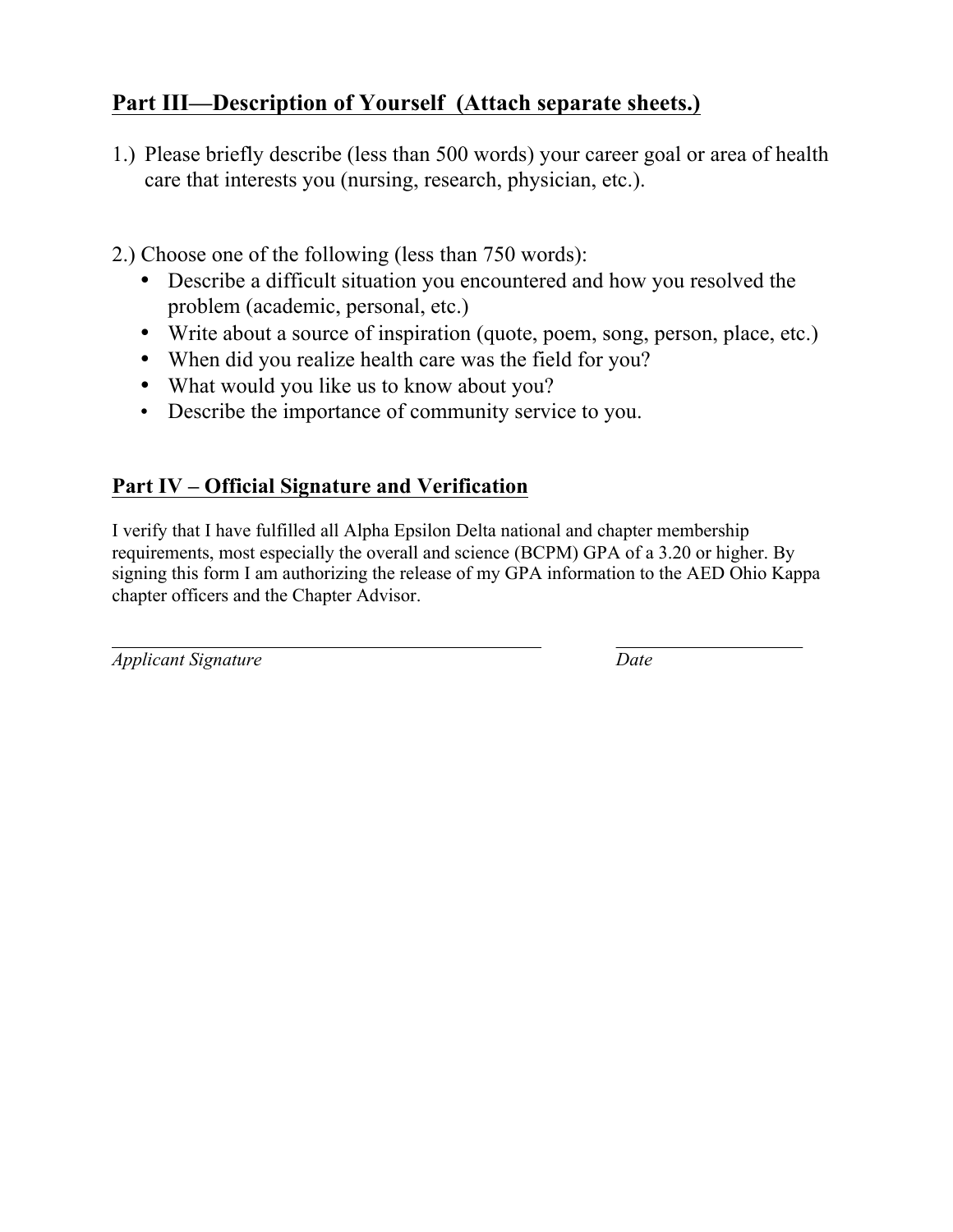## Part III—Description of Yourself (Attach separate sheets.)

1.) Please briefly describe (less than 500 words) your career goal or area of health care that interests you (nursing, research, physician, etc.).

2.) Choose one of the following (less than 750 words):

- Describe a difficult situation you encountered and how you resolved the problem (academic, personal, etc.)
- Write about a source of inspiration (quote, poem, song, person, place, etc.)
- When did you realize health care was the field for you?
- What would you like us to know about you?
- Describe the importance of community service to you.

## Part IV – Official Signature and Verification

I verify that I have fulfilled all Alpha Epsilon Delta national and chapter membership requirements, most especially the overall and science (BCPM) GPA of a 3.20 or higher. By signing this form I am authorizing the release of my GPA information to the AED Ohio Kappa chapter officers and the Chapter Advisor.

______________________________________________ &nbsp;&nbsp;&nbsp;&nbsp; ____________________

*Applicant Signature* &nbsp;&nbsp;&nbsp;&nbsp; *Date*